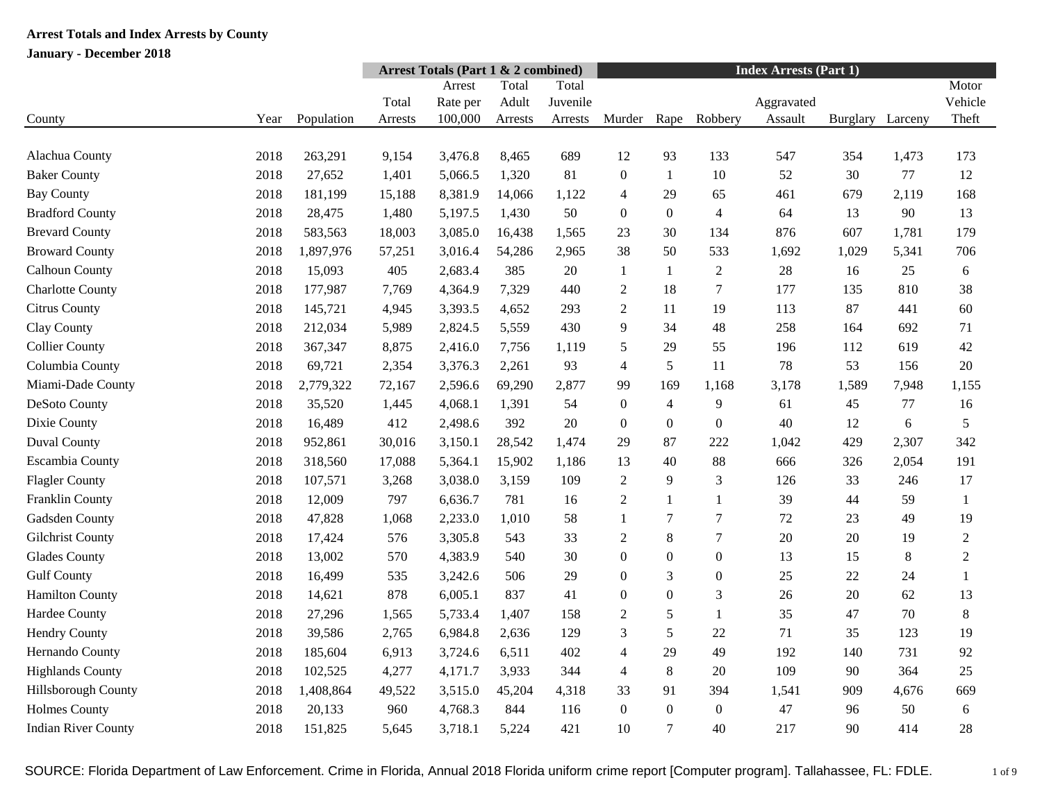**Arrest Totals and Index Arrests by County**

**January - December 2018**

| | | | Arrest Totals (Part 1 & 2 combined) | | | | Index Arrests (Part 1) | | | | | | |
|---|---|---|---|---|---|---|---|---|---|---|---|---|---|
| County | Year | Population | Total Arrests | Arrest Rate per 100,000 | Total Adult Arrests | Total Juvenile Arrests | Murder | Rape | Robbery | Aggravated Assault | Burglary | Larceny | Motor Vehicle Theft |
| Alachua County | 2018 | 263,291 | 9,154 | 3,476.8 | 8,465 | 689 | 12 | 93 | 133 | 547 | 354 | 1,473 | 173 |
| Baker County | 2018 | 27,652 | 1,401 | 5,066.5 | 1,320 | 81 | 0 | 1 | 10 | 52 | 30 | 77 | 12 |
| Bay County | 2018 | 181,199 | 15,188 | 8,381.9 | 14,066 | 1,122 | 4 | 29 | 65 | 461 | 679 | 2,119 | 168 |
| Bradford County | 2018 | 28,475 | 1,480 | 5,197.5 | 1,430 | 50 | 0 | 0 | 4 | 64 | 13 | 90 | 13 |
| Brevard County | 2018 | 583,563 | 18,003 | 3,085.0 | 16,438 | 1,565 | 23 | 30 | 134 | 876 | 607 | 1,781 | 179 |
| Broward County | 2018 | 1,897,976 | 57,251 | 3,016.4 | 54,286 | 2,965 | 38 | 50 | 533 | 1,692 | 1,029 | 5,341 | 706 |
| Calhoun County | 2018 | 15,093 | 405 | 2,683.4 | 385 | 20 | 1 | 1 | 2 | 28 | 16 | 25 | 6 |
| Charlotte County | 2018 | 177,987 | 7,769 | 4,364.9 | 7,329 | 440 | 2 | 18 | 7 | 177 | 135 | 810 | 38 |
| Citrus County | 2018 | 145,721 | 4,945 | 3,393.5 | 4,652 | 293 | 2 | 11 | 19 | 113 | 87 | 441 | 60 |
| Clay County | 2018 | 212,034 | 5,989 | 2,824.5 | 5,559 | 430 | 9 | 34 | 48 | 258 | 164 | 692 | 71 |
| Collier County | 2018 | 367,347 | 8,875 | 2,416.0 | 7,756 | 1,119 | 5 | 29 | 55 | 196 | 112 | 619 | 42 |
| Columbia County | 2018 | 69,721 | 2,354 | 3,376.3 | 2,261 | 93 | 4 | 5 | 11 | 78 | 53 | 156 | 20 |
| Miami-Dade County | 2018 | 2,779,322 | 72,167 | 2,596.6 | 69,290 | 2,877 | 99 | 169 | 1,168 | 3,178 | 1,589 | 7,948 | 1,155 |
| DeSoto County | 2018 | 35,520 | 1,445 | 4,068.1 | 1,391 | 54 | 0 | 4 | 9 | 61 | 45 | 77 | 16 |
| Dixie County | 2018 | 16,489 | 412 | 2,498.6 | 392 | 20 | 0 | 0 | 0 | 40 | 12 | 6 | 5 |
| Duval County | 2018 | 952,861 | 30,016 | 3,150.1 | 28,542 | 1,474 | 29 | 87 | 222 | 1,042 | 429 | 2,307 | 342 |
| Escambia County | 2018 | 318,560 | 17,088 | 5,364.1 | 15,902 | 1,186 | 13 | 40 | 88 | 666 | 326 | 2,054 | 191 |
| Flagler County | 2018 | 107,571 | 3,268 | 3,038.0 | 3,159 | 109 | 2 | 9 | 3 | 126 | 33 | 246 | 17 |
| Franklin County | 2018 | 12,009 | 797 | 6,636.7 | 781 | 16 | 2 | 1 | 1 | 39 | 44 | 59 | 1 |
| Gadsden County | 2018 | 47,828 | 1,068 | 2,233.0 | 1,010 | 58 | 1 | 7 | 7 | 72 | 23 | 49 | 19 |
| Gilchrist County | 2018 | 17,424 | 576 | 3,305.8 | 543 | 33 | 2 | 8 | 7 | 20 | 20 | 19 | 2 |
| Glades County | 2018 | 13,002 | 570 | 4,383.9 | 540 | 30 | 0 | 0 | 0 | 13 | 15 | 8 | 2 |
| Gulf County | 2018 | 16,499 | 535 | 3,242.6 | 506 | 29 | 0 | 3 | 0 | 25 | 22 | 24 | 1 |
| Hamilton County | 2018 | 14,621 | 878 | 6,005.1 | 837 | 41 | 0 | 0 | 3 | 26 | 20 | 62 | 13 |
| Hardee County | 2018 | 27,296 | 1,565 | 5,733.4 | 1,407 | 158 | 2 | 5 | 1 | 35 | 47 | 70 | 8 |
| Hendry County | 2018 | 39,586 | 2,765 | 6,984.8 | 2,636 | 129 | 3 | 5 | 22 | 71 | 35 | 123 | 19 |
| Hernando County | 2018 | 185,604 | 6,913 | 3,724.6 | 6,511 | 402 | 4 | 29 | 49 | 192 | 140 | 731 | 92 |
| Highlands County | 2018 | 102,525 | 4,277 | 4,171.7 | 3,933 | 344 | 4 | 8 | 20 | 109 | 90 | 364 | 25 |
| Hillsborough County | 2018 | 1,408,864 | 49,522 | 3,515.0 | 45,204 | 4,318 | 33 | 91 | 394 | 1,541 | 909 | 4,676 | 669 |
| Holmes County | 2018 | 20,133 | 960 | 4,768.3 | 844 | 116 | 0 | 0 | 0 | 47 | 96 | 50 | 6 |
| Indian River County | 2018 | 151,825 | 5,645 | 3,718.1 | 5,224 | 421 | 10 | 7 | 40 | 217 | 90 | 414 | 28 |

SOURCE: Florida Department of Law Enforcement. Crime in Florida, Annual 2018 Florida uniform crime report [Computer program]. Tallahassee, FL: FDLE.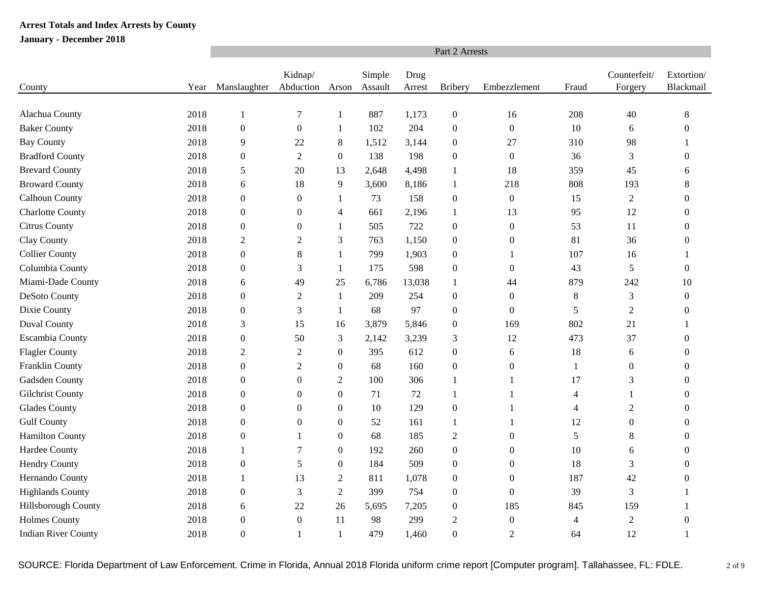**Arrest Totals and Index Arrests by County**

**January - December 2018**

| County | Year | Part 2 Arrests | | | | | | | | | |
|---|---|---|---|---|---|---|---|---|---|---|---|
| | | Manslaughter | Kidnap/ Abduction | Arson | Simple Assault | Drug Arrest | Bribery | Embezzlement | Fraud | Counterfeit/ Forgery | Extortion/ Blackmail |
| Alachua County | 2018 | 1 | 7 | 1 | 887 | 1,173 | 0 | 16 | 208 | 40 | 8 |
| Baker County | 2018 | 0 | 0 | 1 | 102 | 204 | 0 | 0 | 10 | 6 | 0 |
| Bay County | 2018 | 9 | 22 | 8 | 1,512 | 3,144 | 0 | 27 | 310 | 98 | 1 |
| Bradford County | 2018 | 0 | 2 | 0 | 138 | 198 | 0 | 0 | 36 | 3 | 0 |
| Brevard County | 2018 | 5 | 20 | 13 | 2,648 | 4,498 | 1 | 18 | 359 | 45 | 6 |
| Broward County | 2018 | 6 | 18 | 9 | 3,600 | 8,186 | 1 | 218 | 808 | 193 | 8 |
| Calhoun County | 2018 | 0 | 0 | 1 | 73 | 158 | 0 | 0 | 15 | 2 | 0 |
| Charlotte County | 2018 | 0 | 0 | 4 | 661 | 2,196 | 1 | 13 | 95 | 12 | 0 |
| Citrus County | 2018 | 0 | 0 | 1 | 505 | 722 | 0 | 0 | 53 | 11 | 0 |
| Clay County | 2018 | 2 | 2 | 3 | 763 | 1,150 | 0 | 0 | 81 | 36 | 0 |
| Collier County | 2018 | 0 | 8 | 1 | 799 | 1,903 | 0 | 1 | 107 | 16 | 1 |
| Columbia County | 2018 | 0 | 3 | 1 | 175 | 598 | 0 | 0 | 43 | 5 | 0 |
| Miami-Dade County | 2018 | 6 | 49 | 25 | 6,786 | 13,038 | 1 | 44 | 879 | 242 | 10 |
| DeSoto County | 2018 | 0 | 2 | 1 | 209 | 254 | 0 | 0 | 8 | 3 | 0 |
| Dixie County | 2018 | 0 | 3 | 1 | 68 | 97 | 0 | 0 | 5 | 2 | 0 |
| Duval County | 2018 | 3 | 15 | 16 | 3,879 | 5,846 | 0 | 169 | 802 | 21 | 1 |
| Escambia County | 2018 | 0 | 50 | 3 | 2,142 | 3,239 | 3 | 12 | 473 | 37 | 0 |
| Flagler County | 2018 | 2 | 2 | 0 | 395 | 612 | 0 | 6 | 18 | 6 | 0 |
| Franklin County | 2018 | 0 | 2 | 0 | 68 | 160 | 0 | 0 | 1 | 0 | 0 |
| Gadsden County | 2018 | 0 | 0 | 2 | 100 | 306 | 1 | 1 | 17 | 3 | 0 |
| Gilchrist County | 2018 | 0 | 0 | 0 | 71 | 72 | 1 | 1 | 4 | 1 | 0 |
| Glades County | 2018 | 0 | 0 | 0 | 10 | 129 | 0 | 1 | 4 | 2 | 0 |
| Gulf County | 2018 | 0 | 0 | 0 | 52 | 161 | 1 | 1 | 12 | 0 | 0 |
| Hamilton County | 2018 | 0 | 1 | 0 | 68 | 185 | 2 | 0 | 5 | 8 | 0 |
| Hardee County | 2018 | 1 | 7 | 0 | 192 | 260 | 0 | 0 | 10 | 6 | 0 |
| Hendry County | 2018 | 0 | 5 | 0 | 184 | 509 | 0 | 0 | 18 | 3 | 0 |
| Hernando County | 2018 | 1 | 13 | 2 | 811 | 1,078 | 0 | 0 | 187 | 42 | 0 |
| Highlands County | 2018 | 0 | 3 | 2 | 399 | 754 | 0 | 0 | 39 | 3 | 1 |
| Hillsborough County | 2018 | 6 | 22 | 26 | 5,695 | 7,205 | 0 | 185 | 845 | 159 | 1 |
| Holmes County | 2018 | 0 | 0 | 11 | 98 | 299 | 2 | 0 | 4 | 2 | 0 |
| Indian River County | 2018 | 0 | 1 | 1 | 479 | 1,460 | 0 | 2 | 64 | 12 | 1 |

SOURCE: Florida Department of Law Enforcement. Crime in Florida, Annual 2018 Florida uniform crime report [Computer program]. Tallahassee, FL: FDLE.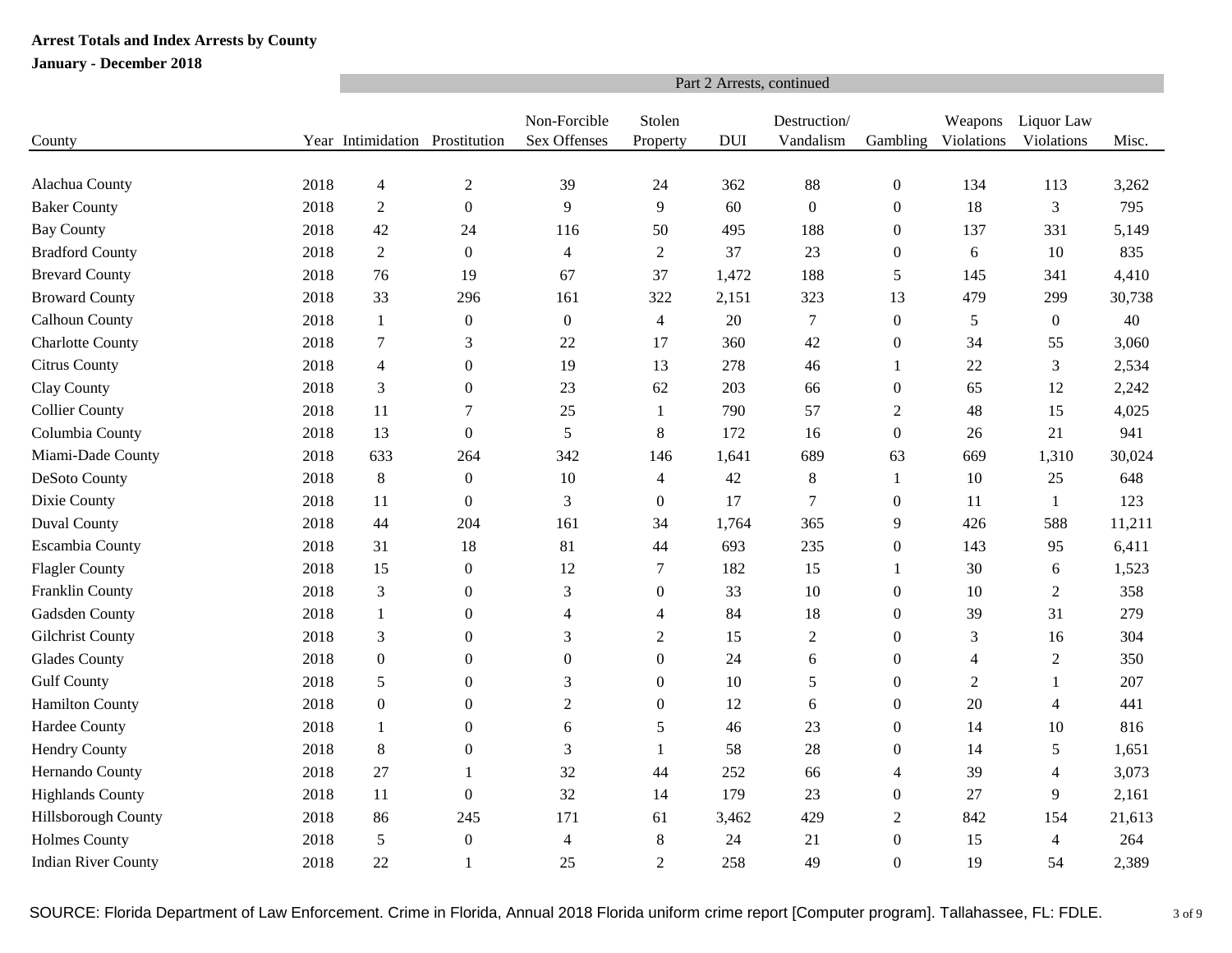**Arrest Totals and Index Arrests by County**

**January - December 2018**

| | | Part 2 Arrests, continued | | | | | | | | | |
|---|---|---|---|---|---|---|---|---|---|---|---|
| County | Year | Intimidation | Prostitution | Non-Forcible Sex Offenses | Stolen Property | DUI | Destruction/ Vandalism | Gambling | Weapons Violations | Liquor Law Violations | Misc. |
| Alachua County | 2018 | 4 | 2 | 39 | 24 | 362 | 88 | 0 | 134 | 113 | 3,262 |
| Baker County | 2018 | 2 | 0 | 9 | 9 | 60 | 0 | 0 | 18 | 3 | 795 |
| Bay County | 2018 | 42 | 24 | 116 | 50 | 495 | 188 | 0 | 137 | 331 | 5,149 |
| Bradford County | 2018 | 2 | 0 | 4 | 2 | 37 | 23 | 0 | 6 | 10 | 835 |
| Brevard County | 2018 | 76 | 19 | 67 | 37 | 1,472 | 188 | 5 | 145 | 341 | 4,410 |
| Broward County | 2018 | 33 | 296 | 161 | 322 | 2,151 | 323 | 13 | 479 | 299 | 30,738 |
| Calhoun County | 2018 | 1 | 0 | 0 | 4 | 20 | 7 | 0 | 5 | 0 | 40 |
| Charlotte County | 2018 | 7 | 3 | 22 | 17 | 360 | 42 | 0 | 34 | 55 | 3,060 |
| Citrus County | 2018 | 4 | 0 | 19 | 13 | 278 | 46 | 1 | 22 | 3 | 2,534 |
| Clay County | 2018 | 3 | 0 | 23 | 62 | 203 | 66 | 0 | 65 | 12 | 2,242 |
| Collier County | 2018 | 11 | 7 | 25 | 1 | 790 | 57 | 2 | 48 | 15 | 4,025 |
| Columbia County | 2018 | 13 | 0 | 5 | 8 | 172 | 16 | 0 | 26 | 21 | 941 |
| Miami-Dade County | 2018 | 633 | 264 | 342 | 146 | 1,641 | 689 | 63 | 669 | 1,310 | 30,024 |
| DeSoto County | 2018 | 8 | 0 | 10 | 4 | 42 | 8 | 1 | 10 | 25 | 648 |
| Dixie County | 2018 | 11 | 0 | 3 | 0 | 17 | 7 | 0 | 11 | 1 | 123 |
| Duval County | 2018 | 44 | 204 | 161 | 34 | 1,764 | 365 | 9 | 426 | 588 | 11,211 |
| Escambia County | 2018 | 31 | 18 | 81 | 44 | 693 | 235 | 0 | 143 | 95 | 6,411 |
| Flagler County | 2018 | 15 | 0 | 12 | 7 | 182 | 15 | 1 | 30 | 6 | 1,523 |
| Franklin County | 2018 | 3 | 0 | 3 | 0 | 33 | 10 | 0 | 10 | 2 | 358 |
| Gadsden County | 2018 | 1 | 0 | 4 | 4 | 84 | 18 | 0 | 39 | 31 | 279 |
| Gilchrist County | 2018 | 3 | 0 | 3 | 2 | 15 | 2 | 0 | 3 | 16 | 304 |
| Glades County | 2018 | 0 | 0 | 0 | 0 | 24 | 6 | 0 | 4 | 2 | 350 |
| Gulf County | 2018 | 5 | 0 | 3 | 0 | 10 | 5 | 0 | 2 | 1 | 207 |
| Hamilton County | 2018 | 0 | 0 | 2 | 0 | 12 | 6 | 0 | 20 | 4 | 441 |
| Hardee County | 2018 | 1 | 0 | 6 | 5 | 46 | 23 | 0 | 14 | 10 | 816 |
| Hendry County | 2018 | 8 | 0 | 3 | 1 | 58 | 28 | 0 | 14 | 5 | 1,651 |
| Hernando County | 2018 | 27 | 1 | 32 | 44 | 252 | 66 | 4 | 39 | 4 | 3,073 |
| Highlands County | 2018 | 11 | 0 | 32 | 14 | 179 | 23 | 0 | 27 | 9 | 2,161 |
| Hillsborough County | 2018 | 86 | 245 | 171 | 61 | 3,462 | 429 | 2 | 842 | 154 | 21,613 |
| Holmes County | 2018 | 5 | 0 | 4 | 8 | 24 | 21 | 0 | 15 | 4 | 264 |
| Indian River County | 2018 | 22 | 1 | 25 | 2 | 258 | 49 | 0 | 19 | 54 | 2,389 |

SOURCE: Florida Department of Law Enforcement. Crime in Florida, Annual 2018 Florida uniform crime report [Computer program]. Tallahassee, FL: FDLE.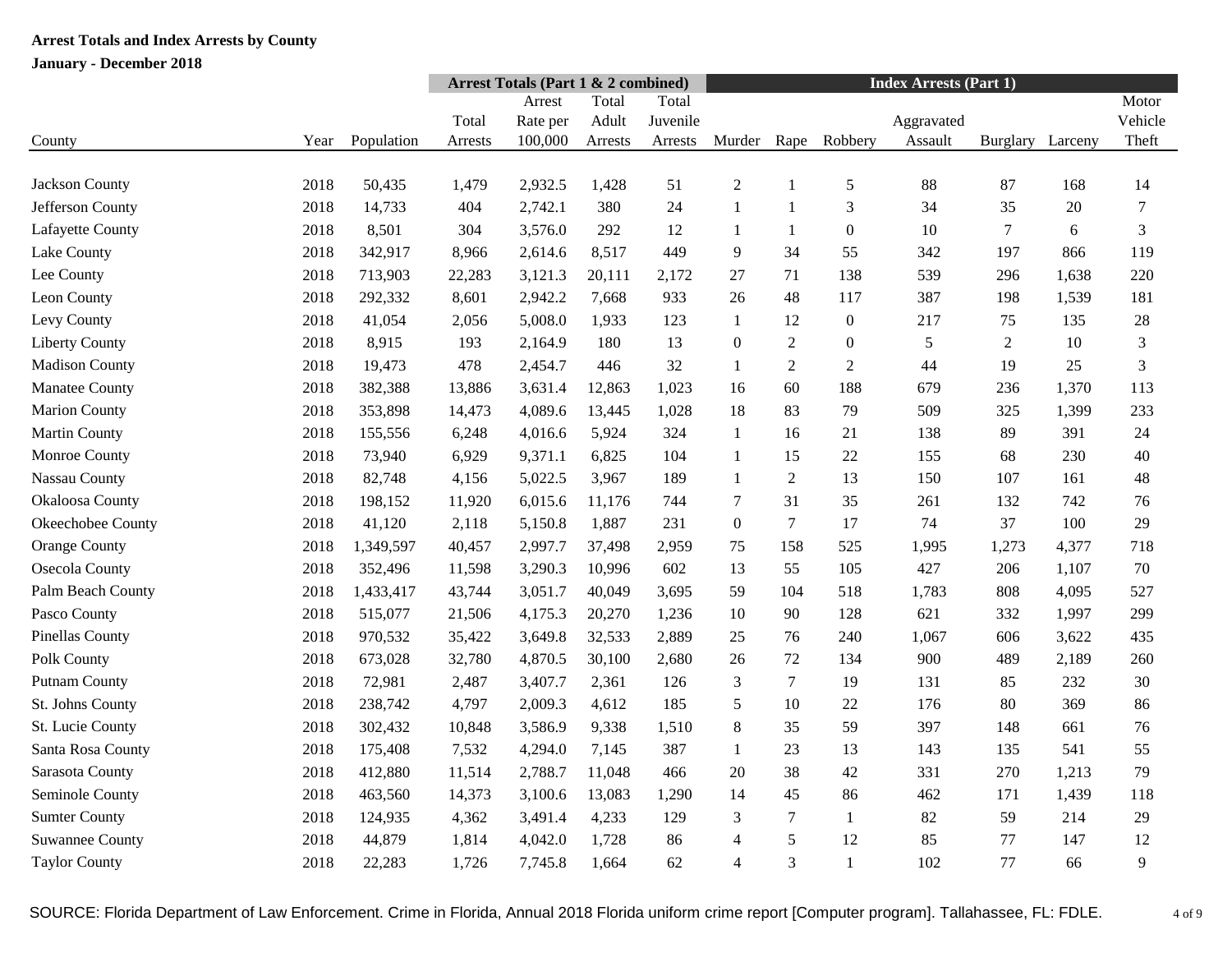**Arrest Totals and Index Arrests by County**

**January - December 2018**

| | | | Arrest Totals (Part 1 & 2 combined) | | | | Index Arrests (Part 1) | | | | | | |
|---|---|---|---|---|---|---|---|---|---|---|---|---|---|
| County | Year | Population | Total Arrests | Arrest Rate per 100,000 | Total Adult Arrests | Total Juvenile Arrests | Murder | Rape | Robbery | Aggravated Assault | Burglary | Larceny | Motor Vehicle Theft |
| Jackson County | 2018 | 50,435 | 1,479 | 2,932.5 | 1,428 | 51 | 2 | 1 | 5 | 88 | 87 | 168 | 14 |
| Jefferson County | 2018 | 14,733 | 404 | 2,742.1 | 380 | 24 | 1 | 1 | 3 | 34 | 35 | 20 | 7 |
| Lafayette County | 2018 | 8,501 | 304 | 3,576.0 | 292 | 12 | 1 | 1 | 0 | 10 | 7 | 6 | 3 |
| Lake County | 2018 | 342,917 | 8,966 | 2,614.6 | 8,517 | 449 | 9 | 34 | 55 | 342 | 197 | 866 | 119 |
| Lee County | 2018 | 713,903 | 22,283 | 3,121.3 | 20,111 | 2,172 | 27 | 71 | 138 | 539 | 296 | 1,638 | 220 |
| Leon County | 2018 | 292,332 | 8,601 | 2,942.2 | 7,668 | 933 | 26 | 48 | 117 | 387 | 198 | 1,539 | 181 |
| Levy County | 2018 | 41,054 | 2,056 | 5,008.0 | 1,933 | 123 | 1 | 12 | 0 | 217 | 75 | 135 | 28 |
| Liberty County | 2018 | 8,915 | 193 | 2,164.9 | 180 | 13 | 0 | 2 | 0 | 5 | 2 | 10 | 3 |
| Madison County | 2018 | 19,473 | 478 | 2,454.7 | 446 | 32 | 1 | 2 | 2 | 44 | 19 | 25 | 3 |
| Manatee County | 2018 | 382,388 | 13,886 | 3,631.4 | 12,863 | 1,023 | 16 | 60 | 188 | 679 | 236 | 1,370 | 113 |
| Marion County | 2018 | 353,898 | 14,473 | 4,089.6 | 13,445 | 1,028 | 18 | 83 | 79 | 509 | 325 | 1,399 | 233 |
| Martin County | 2018 | 155,556 | 6,248 | 4,016.6 | 5,924 | 324 | 1 | 16 | 21 | 138 | 89 | 391 | 24 |
| Monroe County | 2018 | 73,940 | 6,929 | 9,371.1 | 6,825 | 104 | 1 | 15 | 22 | 155 | 68 | 230 | 40 |
| Nassau County | 2018 | 82,748 | 4,156 | 5,022.5 | 3,967 | 189 | 1 | 2 | 13 | 150 | 107 | 161 | 48 |
| Okaloosa County | 2018 | 198,152 | 11,920 | 6,015.6 | 11,176 | 744 | 7 | 31 | 35 | 261 | 132 | 742 | 76 |
| Okeechobee County | 2018 | 41,120 | 2,118 | 5,150.8 | 1,887 | 231 | 0 | 7 | 17 | 74 | 37 | 100 | 29 |
| Orange County | 2018 | 1,349,597 | 40,457 | 2,997.7 | 37,498 | 2,959 | 75 | 158 | 525 | 1,995 | 1,273 | 4,377 | 718 |
| Osecola County | 2018 | 352,496 | 11,598 | 3,290.3 | 10,996 | 602 | 13 | 55 | 105 | 427 | 206 | 1,107 | 70 |
| Palm Beach County | 2018 | 1,433,417 | 43,744 | 3,051.7 | 40,049 | 3,695 | 59 | 104 | 518 | 1,783 | 808 | 4,095 | 527 |
| Pasco County | 2018 | 515,077 | 21,506 | 4,175.3 | 20,270 | 1,236 | 10 | 90 | 128 | 621 | 332 | 1,997 | 299 |
| Pinellas County | 2018 | 970,532 | 35,422 | 3,649.8 | 32,533 | 2,889 | 25 | 76 | 240 | 1,067 | 606 | 3,622 | 435 |
| Polk County | 2018 | 673,028 | 32,780 | 4,870.5 | 30,100 | 2,680 | 26 | 72 | 134 | 900 | 489 | 2,189 | 260 |
| Putnam County | 2018 | 72,981 | 2,487 | 3,407.7 | 2,361 | 126 | 3 | 7 | 19 | 131 | 85 | 232 | 30 |
| St. Johns County | 2018 | 238,742 | 4,797 | 2,009.3 | 4,612 | 185 | 5 | 10 | 22 | 176 | 80 | 369 | 86 |
| St. Lucie County | 2018 | 302,432 | 10,848 | 3,586.9 | 9,338 | 1,510 | 8 | 35 | 59 | 397 | 148 | 661 | 76 |
| Santa Rosa County | 2018 | 175,408 | 7,532 | 4,294.0 | 7,145 | 387 | 1 | 23 | 13 | 143 | 135 | 541 | 55 |
| Sarasota County | 2018 | 412,880 | 11,514 | 2,788.7 | 11,048 | 466 | 20 | 38 | 42 | 331 | 270 | 1,213 | 79 |
| Seminole County | 2018 | 463,560 | 14,373 | 3,100.6 | 13,083 | 1,290 | 14 | 45 | 86 | 462 | 171 | 1,439 | 118 |
| Sumter County | 2018 | 124,935 | 4,362 | 3,491.4 | 4,233 | 129 | 3 | 7 | 1 | 82 | 59 | 214 | 29 |
| Suwannee County | 2018 | 44,879 | 1,814 | 4,042.0 | 1,728 | 86 | 4 | 5 | 12 | 85 | 77 | 147 | 12 |
| Taylor County | 2018 | 22,283 | 1,726 | 7,745.8 | 1,664 | 62 | 4 | 3 | 1 | 102 | 77 | 66 | 9 |

SOURCE: Florida Department of Law Enforcement. Crime in Florida, Annual 2018 Florida uniform crime report [Computer program]. Tallahassee, FL: FDLE.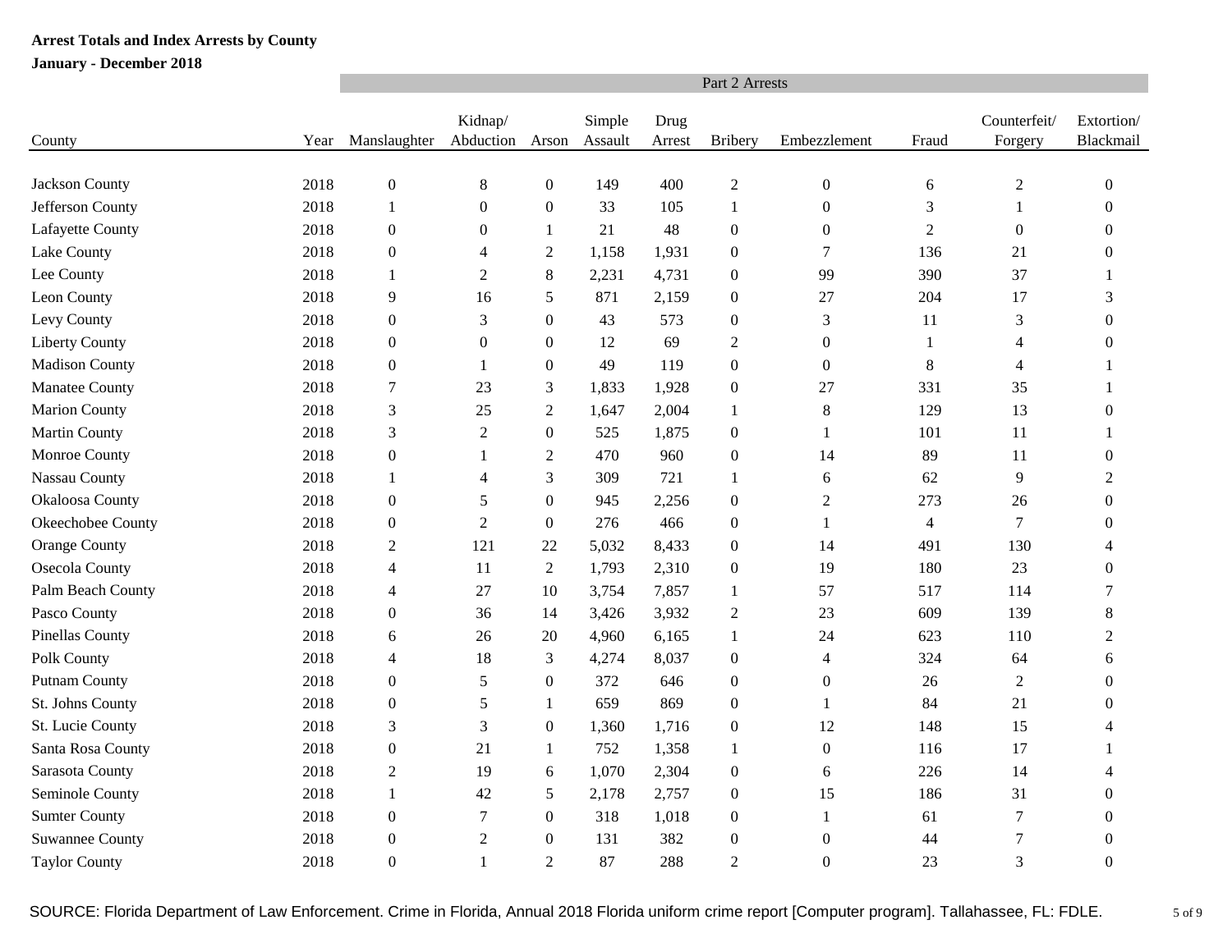**Arrest Totals and Index Arrests by County**

**January - December 2018**

| County | Year | Part 2 Arrests | | | | | | | | | |
|---|---|---|---|---|---|---|---|---|---|---|---|
| | | Manslaughter | Kidnap/ Abduction | Arson | Simple Assault | Drug Arrest | Bribery | Embezzlement | Fraud | Counterfeit/ Forgery | Extortion/ Blackmail |
| Jackson County | 2018 | 0 | 8 | 0 | 149 | 400 | 2 | 0 | 6 | 2 | 0 |
| Jefferson County | 2018 | 1 | 0 | 0 | 33 | 105 | 1 | 0 | 3 | 1 | 0 |
| Lafayette County | 2018 | 0 | 0 | 1 | 21 | 48 | 0 | 0 | 2 | 0 | 0 |
| Lake County | 2018 | 0 | 4 | 2 | 1,158 | 1,931 | 0 | 7 | 136 | 21 | 0 |
| Lee County | 2018 | 1 | 2 | 8 | 2,231 | 4,731 | 0 | 99 | 390 | 37 | 1 |
| Leon County | 2018 | 9 | 16 | 5 | 871 | 2,159 | 0 | 27 | 204 | 17 | 3 |
| Levy County | 2018 | 0 | 3 | 0 | 43 | 573 | 0 | 3 | 11 | 3 | 0 |
| Liberty County | 2018 | 0 | 0 | 0 | 12 | 69 | 2 | 0 | 1 | 4 | 0 |
| Madison County | 2018 | 0 | 1 | 0 | 49 | 119 | 0 | 0 | 8 | 4 | 1 |
| Manatee County | 2018 | 7 | 23 | 3 | 1,833 | 1,928 | 0 | 27 | 331 | 35 | 1 |
| Marion County | 2018 | 3 | 25 | 2 | 1,647 | 2,004 | 1 | 8 | 129 | 13 | 0 |
| Martin County | 2018 | 3 | 2 | 0 | 525 | 1,875 | 0 | 1 | 101 | 11 | 1 |
| Monroe County | 2018 | 0 | 1 | 2 | 470 | 960 | 0 | 14 | 89 | 11 | 0 |
| Nassau County | 2018 | 1 | 4 | 3 | 309 | 721 | 1 | 6 | 62 | 9 | 2 |
| Okaloosa County | 2018 | 0 | 5 | 0 | 945 | 2,256 | 0 | 2 | 273 | 26 | 0 |
| Okeechobee County | 2018 | 0 | 2 | 0 | 276 | 466 | 0 | 1 | 4 | 7 | 0 |
| Orange County | 2018 | 2 | 121 | 22 | 5,032 | 8,433 | 0 | 14 | 491 | 130 | 4 |
| Osecola County | 2018 | 4 | 11 | 2 | 1,793 | 2,310 | 0 | 19 | 180 | 23 | 0 |
| Palm Beach County | 2018 | 4 | 27 | 10 | 3,754 | 7,857 | 1 | 57 | 517 | 114 | 7 |
| Pasco County | 2018 | 0 | 36 | 14 | 3,426 | 3,932 | 2 | 23 | 609 | 139 | 8 |
| Pinellas County | 2018 | 6 | 26 | 20 | 4,960 | 6,165 | 1 | 24 | 623 | 110 | 2 |
| Polk County | 2018 | 4 | 18 | 3 | 4,274 | 8,037 | 0 | 4 | 324 | 64 | 6 |
| Putnam County | 2018 | 0 | 5 | 0 | 372 | 646 | 0 | 0 | 26 | 2 | 0 |
| St. Johns County | 2018 | 0 | 5 | 1 | 659 | 869 | 0 | 1 | 84 | 21 | 0 |
| St. Lucie County | 2018 | 3 | 3 | 0 | 1,360 | 1,716 | 0 | 12 | 148 | 15 | 4 |
| Santa Rosa County | 2018 | 0 | 21 | 1 | 752 | 1,358 | 1 | 0 | 116 | 17 | 1 |
| Sarasota County | 2018 | 2 | 19 | 6 | 1,070 | 2,304 | 0 | 6 | 226 | 14 | 4 |
| Seminole County | 2018 | 1 | 42 | 5 | 2,178 | 2,757 | 0 | 15 | 186 | 31 | 0 |
| Sumter County | 2018 | 0 | 7 | 0 | 318 | 1,018 | 0 | 1 | 61 | 7 | 0 |
| Suwannee County | 2018 | 0 | 2 | 0 | 131 | 382 | 0 | 0 | 44 | 7 | 0 |
| Taylor County | 2018 | 0 | 1 | 2 | 87 | 288 | 2 | 0 | 23 | 3 | 0 |

SOURCE: Florida Department of Law Enforcement. Crime in Florida, Annual 2018 Florida uniform crime report [Computer program]. Tallahassee, FL: FDLE.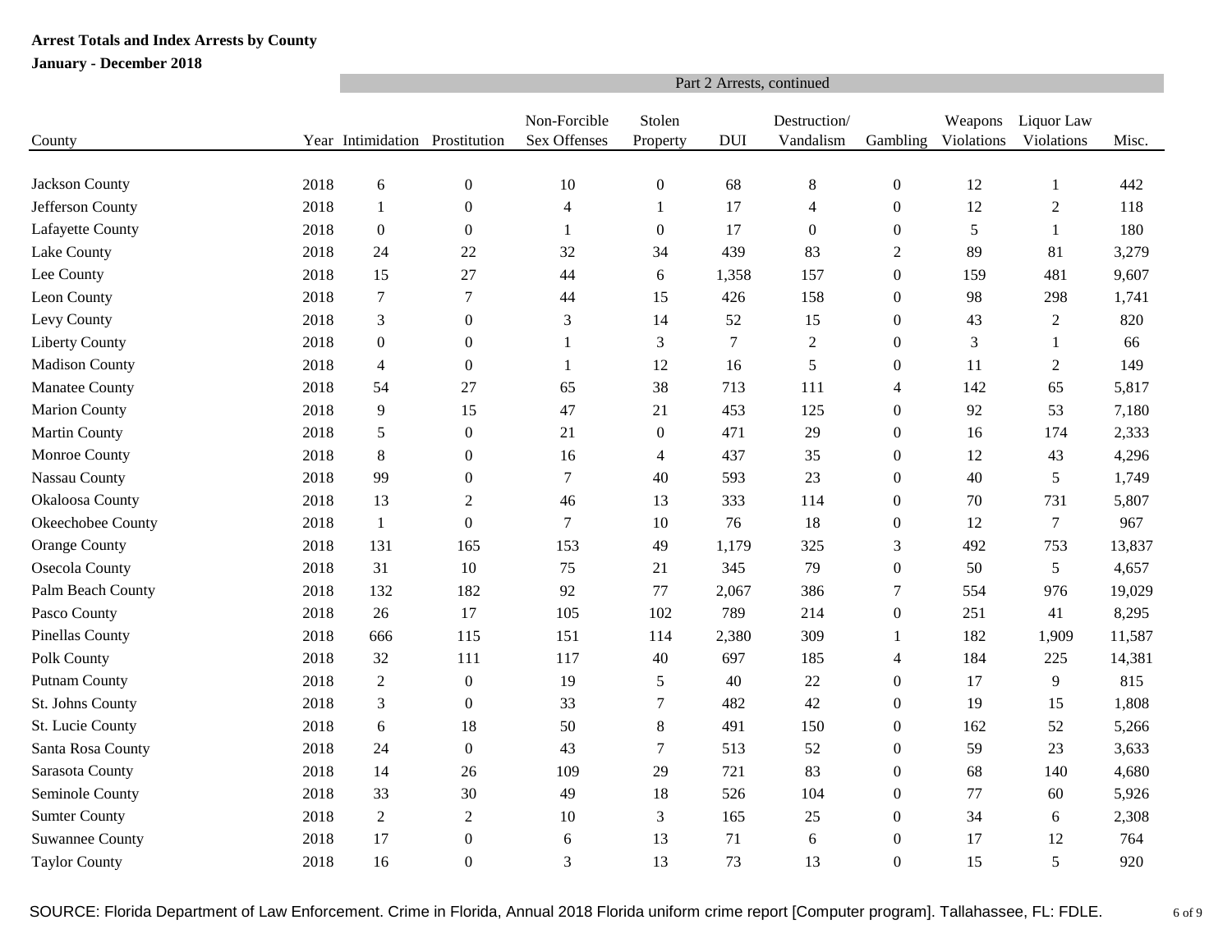**Arrest Totals and Index Arrests by County**

**January - December 2018**

| County | Year | Part 2 Arrests, continued | | | | | | | | | |
|---|---|---|---|---|---|---|---|---|---|---|---|
| | | Intimidation | Prostitution | Non-Forcible Sex Offenses | Stolen Property | DUI | Destruction/ Vandalism | Gambling | Weapons Violations | Liquor Law Violations | Misc. |
| Jackson County | 2018 | 6 | 0 | 10 | 0 | 68 | 8 | 0 | 12 | 1 | 442 |
| Jefferson County | 2018 | 1 | 0 | 4 | 1 | 17 | 4 | 0 | 12 | 2 | 118 |
| Lafayette County | 2018 | 0 | 0 | 1 | 0 | 17 | 0 | 0 | 5 | 1 | 180 |
| Lake County | 2018 | 24 | 22 | 32 | 34 | 439 | 83 | 2 | 89 | 81 | 3,279 |
| Lee County | 2018 | 15 | 27 | 44 | 6 | 1,358 | 157 | 0 | 159 | 481 | 9,607 |
| Leon County | 2018 | 7 | 7 | 44 | 15 | 426 | 158 | 0 | 98 | 298 | 1,741 |
| Levy County | 2018 | 3 | 0 | 3 | 14 | 52 | 15 | 0 | 43 | 2 | 820 |
| Liberty County | 2018 | 0 | 0 | 1 | 3 | 7 | 2 | 0 | 3 | 1 | 66 |
| Madison County | 2018 | 4 | 0 | 1 | 12 | 16 | 5 | 0 | 11 | 2 | 149 |
| Manatee County | 2018 | 54 | 27 | 65 | 38 | 713 | 111 | 4 | 142 | 65 | 5,817 |
| Marion County | 2018 | 9 | 15 | 47 | 21 | 453 | 125 | 0 | 92 | 53 | 7,180 |
| Martin County | 2018 | 5 | 0 | 21 | 0 | 471 | 29 | 0 | 16 | 174 | 2,333 |
| Monroe County | 2018 | 8 | 0 | 16 | 4 | 437 | 35 | 0 | 12 | 43 | 4,296 |
| Nassau County | 2018 | 99 | 0 | 7 | 40 | 593 | 23 | 0 | 40 | 5 | 1,749 |
| Okaloosa County | 2018 | 13 | 2 | 46 | 13 | 333 | 114 | 0 | 70 | 731 | 5,807 |
| Okeechobee County | 2018 | 1 | 0 | 7 | 10 | 76 | 18 | 0 | 12 | 7 | 967 |
| Orange County | 2018 | 131 | 165 | 153 | 49 | 1,179 | 325 | 3 | 492 | 753 | 13,837 |
| Osecola County | 2018 | 31 | 10 | 75 | 21 | 345 | 79 | 0 | 50 | 5 | 4,657 |
| Palm Beach County | 2018 | 132 | 182 | 92 | 77 | 2,067 | 386 | 7 | 554 | 976 | 19,029 |
| Pasco County | 2018 | 26 | 17 | 105 | 102 | 789 | 214 | 0 | 251 | 41 | 8,295 |
| Pinellas County | 2018 | 666 | 115 | 151 | 114 | 2,380 | 309 | 1 | 182 | 1,909 | 11,587 |
| Polk County | 2018 | 32 | 111 | 117 | 40 | 697 | 185 | 4 | 184 | 225 | 14,381 |
| Putnam County | 2018 | 2 | 0 | 19 | 5 | 40 | 22 | 0 | 17 | 9 | 815 |
| St. Johns County | 2018 | 3 | 0 | 33 | 7 | 482 | 42 | 0 | 19 | 15 | 1,808 |
| St. Lucie County | 2018 | 6 | 18 | 50 | 8 | 491 | 150 | 0 | 162 | 52 | 5,266 |
| Santa Rosa County | 2018 | 24 | 0 | 43 | 7 | 513 | 52 | 0 | 59 | 23 | 3,633 |
| Sarasota County | 2018 | 14 | 26 | 109 | 29 | 721 | 83 | 0 | 68 | 140 | 4,680 |
| Seminole County | 2018 | 33 | 30 | 49 | 18 | 526 | 104 | 0 | 77 | 60 | 5,926 |
| Sumter County | 2018 | 2 | 2 | 10 | 3 | 165 | 25 | 0 | 34 | 6 | 2,308 |
| Suwannee County | 2018 | 17 | 0 | 6 | 13 | 71 | 6 | 0 | 17 | 12 | 764 |
| Taylor County | 2018 | 16 | 0 | 3 | 13 | 73 | 13 | 0 | 15 | 5 | 920 |

SOURCE: Florida Department of Law Enforcement. Crime in Florida, Annual 2018 Florida uniform crime report [Computer program]. Tallahassee, FL: FDLE.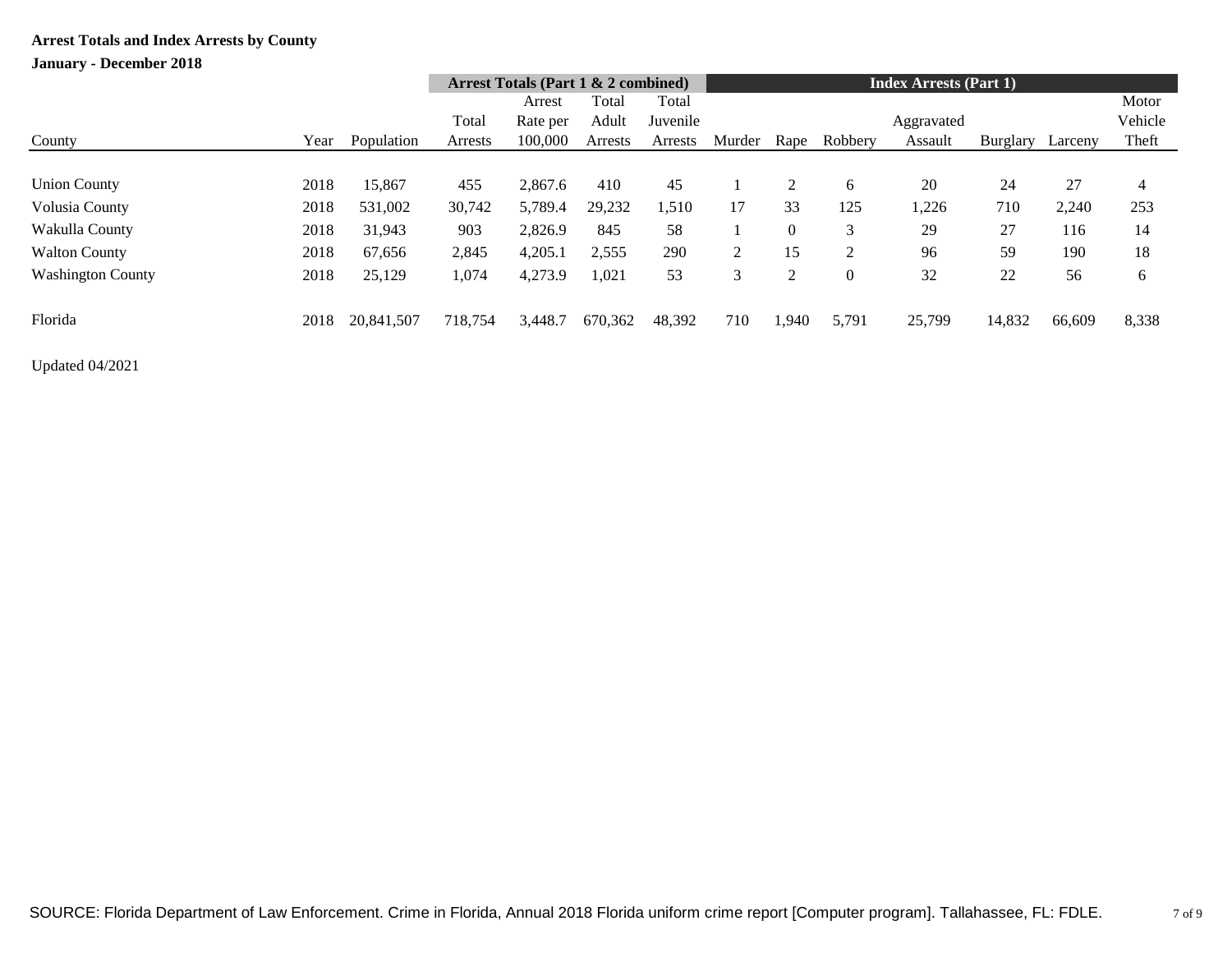**Arrest Totals and Index Arrests by County**

**January - December 2018**

| | | | Arrest Totals (Part 1 & 2 combined) | | | | Index Arrests (Part 1) | | | | | | |
|---|---|---|---|---|---|---|---|---|---|---|---|---|---|
| County | Year | Population | Total Arrests | Arrest Rate per 100,000 | Total Adult Arrests | Total Juvenile Arrests | Murder | Rape | Robbery | Aggravated Assault | Burglary | Larceny | Motor Vehicle Theft |
| Union County | 2018 | 15,867 | 455 | 2,867.6 | 410 | 45 | 1 | 2 | 6 | 20 | 24 | 27 | 4 |
| Volusia County | 2018 | 531,002 | 30,742 | 5,789.4 | 29,232 | 1,510 | 17 | 33 | 125 | 1,226 | 710 | 2,240 | 253 |
| Wakulla County | 2018 | 31,943 | 903 | 2,826.9 | 845 | 58 | 1 | 0 | 3 | 29 | 27 | 116 | 14 |
| Walton County | 2018 | 67,656 | 2,845 | 4,205.1 | 2,555 | 290 | 2 | 15 | 2 | 96 | 59 | 190 | 18 |
| Washington County | 2018 | 25,129 | 1,074 | 4,273.9 | 1,021 | 53 | 3 | 2 | 0 | 32 | 22 | 56 | 6 |
| Florida | 2018 | 20,841,507 | 718,754 | 3,448.7 | 670,362 | 48,392 | 710 | 1,940 | 5,791 | 25,799 | 14,832 | 66,609 | 8,338 |

Updated 04/2021

SOURCE: Florida Department of Law Enforcement. Crime in Florida, Annual 2018 Florida uniform crime report [Computer program]. Tallahassee, FL: FDLE.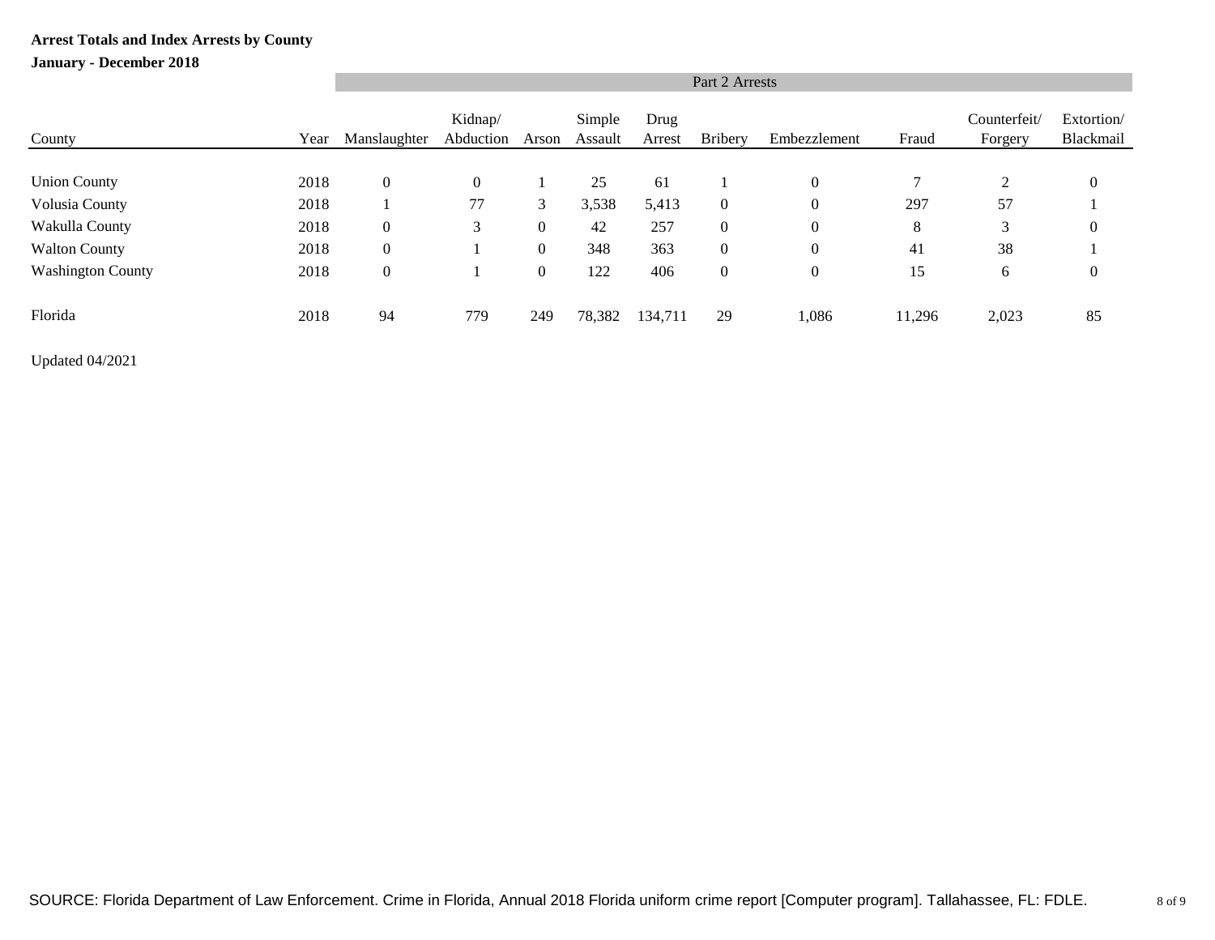**Arrest Totals and Index Arrests by County**

**January - December 2018**

| | | Part 2 Arrests | | | | | | | | | |
|---|---|---|---|---|---|---|---|---|---|---|---|
| County | Year | Manslaughter | Kidnap/ Abduction | Arson | Simple Assault | Drug Arrest | Bribery | Embezzlement | Fraud | Counterfeit/ Forgery | Extortion/ Blackmail |
| Union County | 2018 | 0 | 0 | 1 | 25 | 61 | 1 | 0 | 7 | 2 | 0 |
| Volusia County | 2018 | 1 | 77 | 3 | 3,538 | 5,413 | 0 | 0 | 297 | 57 | 1 |
| Wakulla County | 2018 | 0 | 3 | 0 | 42 | 257 | 0 | 0 | 8 | 3 | 0 |
| Walton County | 2018 | 0 | 1 | 0 | 348 | 363 | 0 | 0 | 41 | 38 | 1 |
| Washington County | 2018 | 0 | 1 | 0 | 122 | 406 | 0 | 0 | 15 | 6 | 0 |
| Florida | 2018 | 94 | 779 | 249 | 78,382 | 134,711 | 29 | 1,086 | 11,296 | 2,023 | 85 |

Updated 04/2021

SOURCE: Florida Department of Law Enforcement. Crime in Florida, Annual 2018 Florida uniform crime report [Computer program]. Tallahassee, FL: FDLE.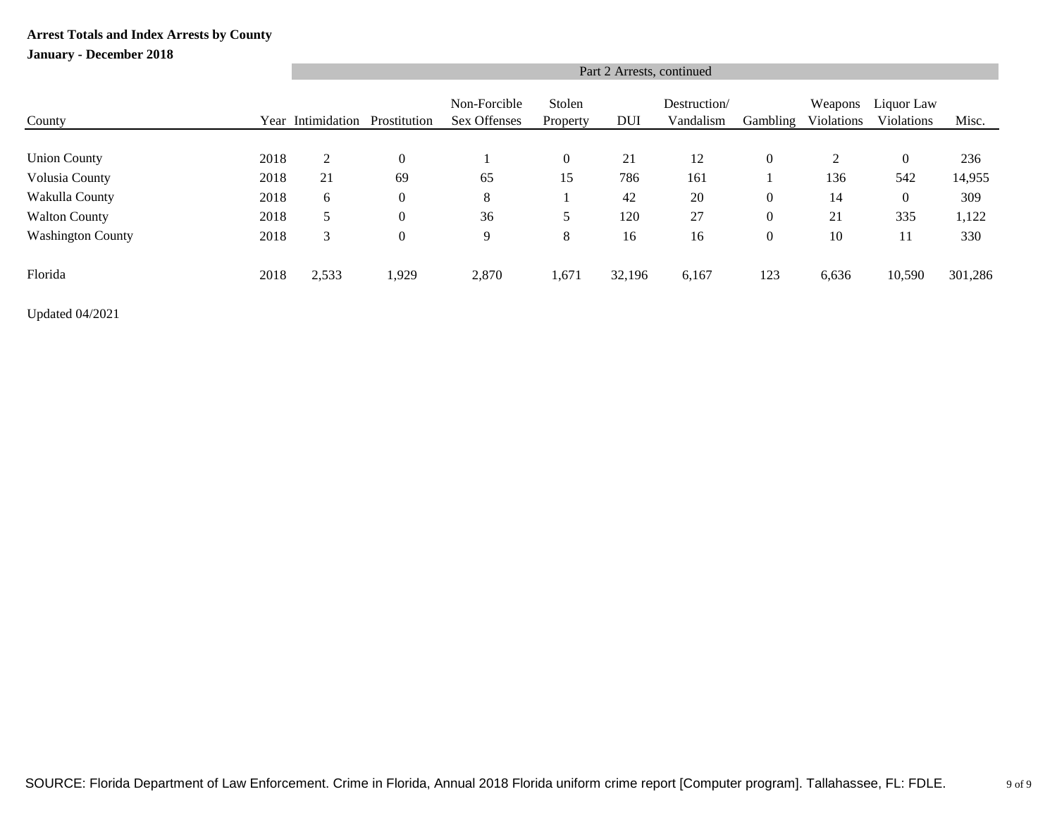**Arrest Totals and Index Arrests by County**

**January - December 2018**

| | | Part 2 Arrests, continued | | | | | | | | | |
|---|---|---|---|---|---|---|---|---|---|---|---|
| County | Year | Intimidation | Prostitution | Non-Forcible Sex Offenses | Stolen Property | DUI | Destruction/ Vandalism | Gambling | Weapons Violations | Liquor Law Violations | Misc. |
| Union County | 2018 | 2 | 0 | 1 | 0 | 21 | 12 | 0 | 2 | 0 | 236 |
| Volusia County | 2018 | 21 | 69 | 65 | 15 | 786 | 161 | 1 | 136 | 542 | 14,955 |
| Wakulla County | 2018 | 6 | 0 | 8 | 1 | 42 | 20 | 0 | 14 | 0 | 309 |
| Walton County | 2018 | 5 | 0 | 36 | 5 | 120 | 27 | 0 | 21 | 335 | 1,122 |
| Washington County | 2018 | 3 | 0 | 9 | 8 | 16 | 16 | 0 | 10 | 11 | 330 |
| Florida | 2018 | 2,533 | 1,929 | 2,870 | 1,671 | 32,196 | 6,167 | 123 | 6,636 | 10,590 | 301,286 |

Updated 04/2021

SOURCE: Florida Department of Law Enforcement. Crime in Florida, Annual 2018 Florida uniform crime report [Computer program]. Tallahassee, FL: FDLE.